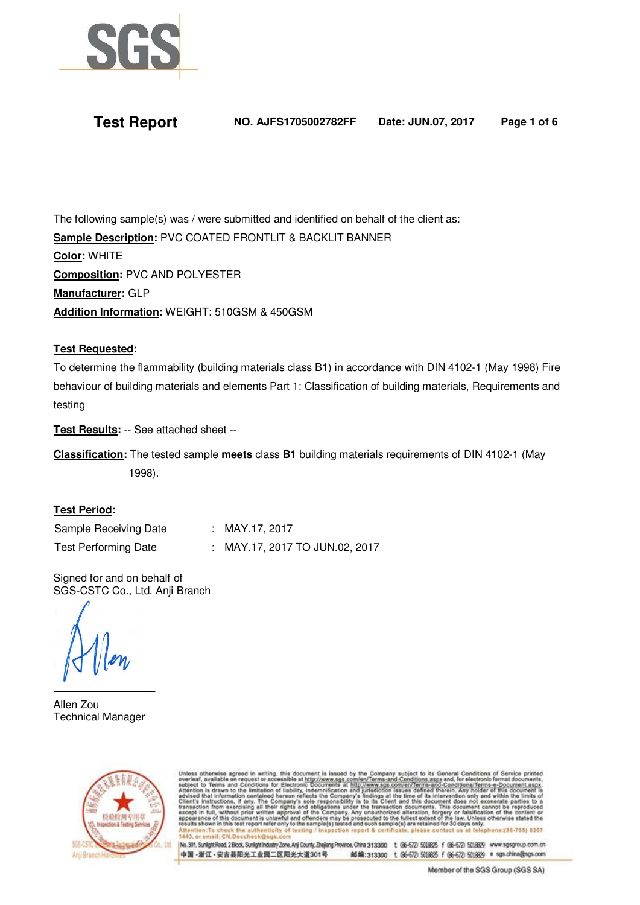SGS

# Test Report

**NO. AJFS1705002782FF** **Date: JUN.07, 2017**

The following sample(s) was / were submitted and identified on behalf of the client as:

**Sample Description:** PVC COATED FRONTLIT & BACKLIT BANNER

**Color:** WHITE

**Composition:** PVC AND POLYESTER

**Manufacturer:** GLP

**Addition Information:** WEIGHT: 510GSM & 450GSM

**Test Requested:**

To determine the flammability (building materials class B1) in accordance with DIN 4102-1 (May 1998) Fire behaviour of building materials and elements Part 1: Classification of building materials, Requirements and testing

**Test Results:** -- See attached sheet --

**Classification:** The tested sample **meets** class **B1** building materials requirements of DIN 4102-1 (May 1998).

**Test Period:**

| | | |
|---|---|---|
| Sample Receiving Date | : | MAY.17, 2017 |
| Test Performing Date | : | MAY.17, 2017 TO JUN.02, 2017 |

Signed for and on behalf of
SGS-CSTC Co., Ltd. Anji Branch

Allen Zou
Technical Manager

Unless otherwise agreed in writing, this document is issued by the Company subject to its General Conditions of Service printed overleaf, available on request or accessible at http://www.sgs.com/en/Terms-and-Conditions.aspx and, for electronic format documents, subject to Terms and Conditions for Electronic Documents at http://www.sgs.com/en/Terms-e-Document.aspx. Attention is drawn to the limitation of liability, indemnification and jurisdiction issues defined therein. Any holder of this document is advised that information contained hereon reflects the Company's findings at the time of its intervention only and within the limits of Client's instructions, if any. The Company's sole responsibility is to its Client and this document does not exonerate parties to a transaction from exercising all their rights and obligations under the transaction documents. This document cannot be reproduced except in full, without prior written approval of the Company. Any unauthorized alteration, forgery or falsification of the content or appearance of this document is unlawful and offenders may be prosecuted to the fullest extent of the law. Unless otherwise stated the results shown in this test report refer only to the sample(s) tested and such sample(s) are retained for 30 days only.
Attention: To check the authenticity of testing / inspection report & certificate, please contact us at telephone: (86-755) 8307 1443, or email: CN.Doccheck@sgs.com

No. 301, Sunlight Road, 2 Block, Sunlight Industry Zone, Anji County, Zhejiang Province, China 313300 t (86-572) 5018825 f (86-572) 5018829 www.sgsgroup.com.cn
中国・浙江・安吉县阳光工业园二区阳光大道301号 邮编:313300 t (86-572) 5018825 f (86-572) 5018829 e sgs.china@sgs.com

Member of the SGS Group (SGS SA)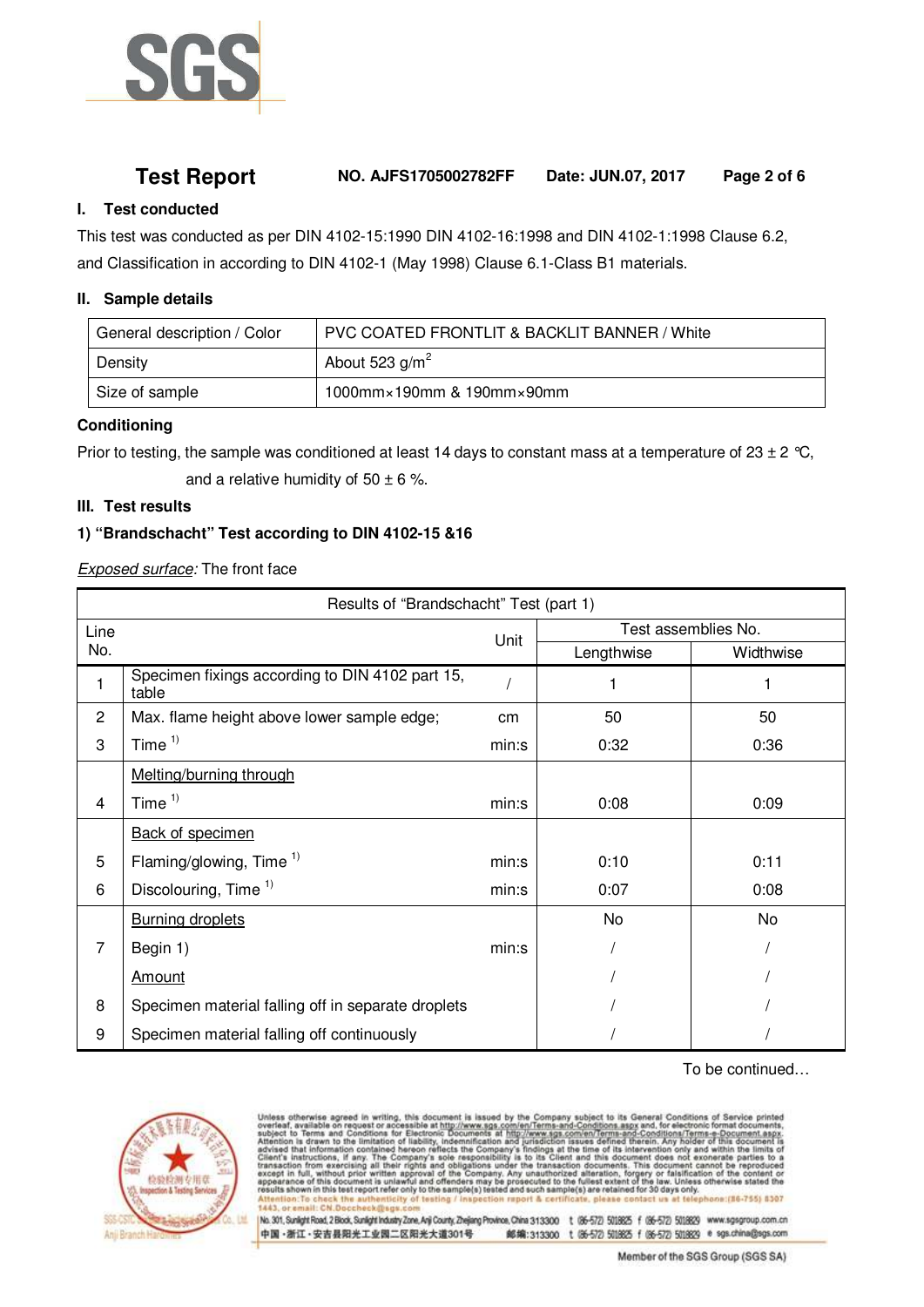**Test Report** **NO. AJFS1705002782FF** **Date: JUN.07, 2017**

## I. Test conducted

This test was conducted as per DIN 4102-15:1990 DIN 4102-16:1998 and DIN 4102-1:1998 Clause 6.2, and Classification in according to DIN 4102-1 (May 1998) Clause 6.1-Class B1 materials.

## II. Sample details

| General description / Color | PVC COATED FRONTLIT & BACKLIT BANNER / White |
|---|---|
| Density | About 523 g/$m^2$ |
| Size of sample | 1000mm×190mm & 190mm×90mm |

**Conditioning**

Prior to testing, the sample was conditioned at least 14 days to constant mass at a temperature of 23 ± 2 ℃, and a relative humidity of 50 ± 6 %.

## III. Test results

**1) "Brandschacht" Test according to DIN 4102-15 &16**

*Exposed surface:* The front face

| Results of "Brandschacht" Test (part 1) | | | | |
|---|---|---|---|---|
| Line No. | | Unit | Test assemblies No. | |
| | | | Lengthwise | Widthwise |
| 1 | Specimen fixings according to DIN 4102 part 15, table | / | 1 | 1 |
| 2 | Max. flame height above lower sample edge; | cm | 50 | 50 |
| 3 | Time [1] | min:s | 0:32 | 0:36 |
| | Melting/burning through | | | |
| 4 | Time [1] | min:s | 0:08 | 0:09 |
| | Back of specimen | | | |
| 5 | Flaming/glowing, Time [1] | min:s | 0:10 | 0:11 |
| 6 | Discolouring, Time [1] | min:s | 0:07 | 0:08 |
| | Burning droplets | | No | No |
| 7 | Begin 1) | min:s | / | / |
| | Amount | | / | / |
| 8 | Specimen material falling off in separate droplets | | / | / |
| 9 | Specimen material falling off continuously | | / | / |

To be continued…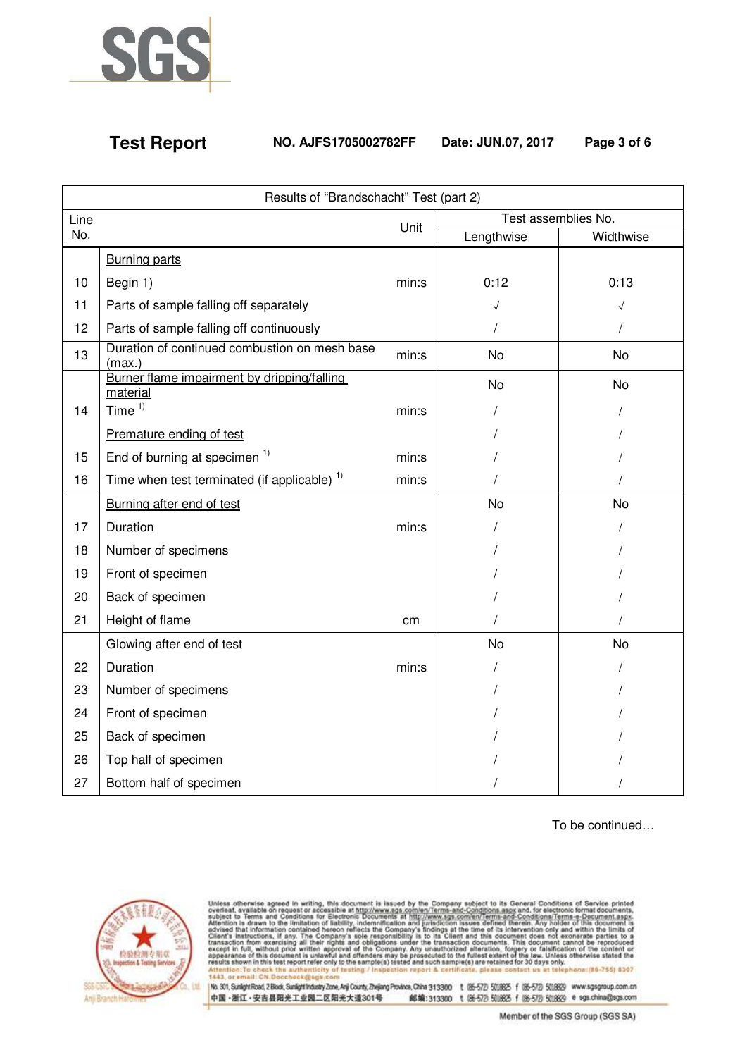**Test Report** NO. AJFS1705002782FF Date: JUN.07, 2017

| Results of "Brandschacht" Test (part 2) | | | | |
|---|---|---|---|---|
| Line No. | | Unit | Test assemblies No. | |
| | | | Lengthwise | Widthwise |
| | Burning parts | | | |
| 10 | Begin 1) | min:s | 0:12 | 0:13 |
| 11 | Parts of sample falling off separately | | √ | √ |
| 12 | Parts of sample falling off continuously | | / | / |
| 13 | Duration of continued combustion on mesh base (max.) | min:s | No | No |
| | Burner flame impairment by dripping/falling material | | No | No |
| 14 | Time [1] | min:s | / | / |
| | Premature ending of test | | / | / |
| 15 | End of burning at specimen [1] | min:s | / | / |
| 16 | Time when test terminated (if applicable) [1] | min:s | / | / |
| | Burning after end of test | | No | No |
| 17 | Duration | min:s | / | / |
| 18 | Number of specimens | | / | / |
| 19 | Front of specimen | | / | / |
| 20 | Back of specimen | | / | / |
| 21 | Height of flame | cm | / | / |
| | Glowing after end of test | | No | No |
| 22 | Duration | min:s | / | / |
| 23 | Number of specimens | | / | / |
| 24 | Front of specimen | | / | / |
| 25 | Back of specimen | | / | / |
| 26 | Top half of specimen | | / | / |
| 27 | Bottom half of specimen | | / | / |

To be continued…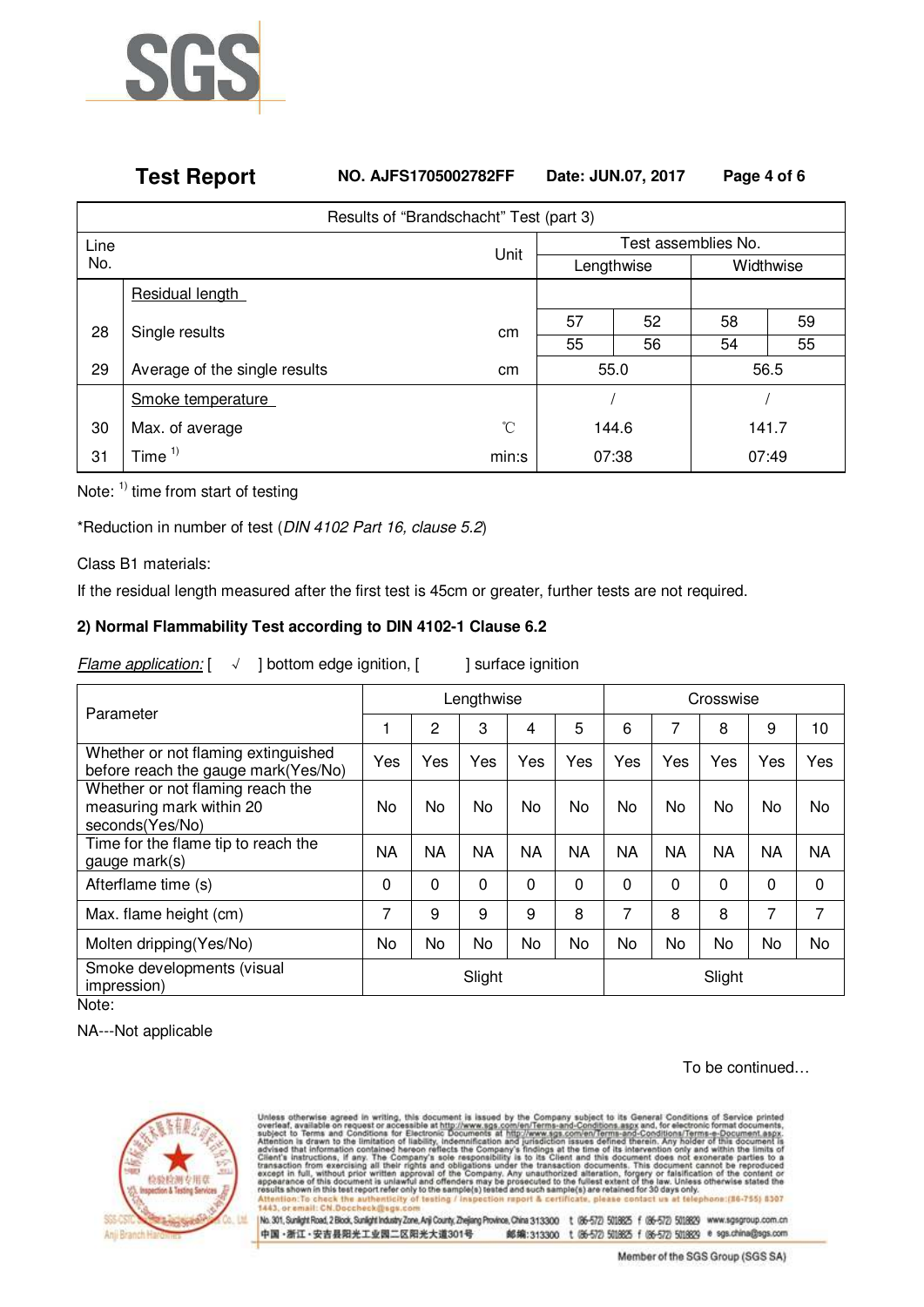Results of "Brandschacht" Test (part 3)

| Line No. | | Unit | Test assemblies No. | | | |
|---|---|---|---|---|---|---|
| | | | Lengthwise | | Widthwise | |
| | Residual length | | | | | |
| 28 | Single results | cm | 57 | 52 | 58 | 59 |
| | | | 55 | 56 | 54 | 55 |
| 29 | Average of the single results | cm | 55.0 | | 56.5 | |
| | Smoke temperature | | / | | / | |
| 30 | Max. of average | ℃ | 144.6 | | 141.7 | |
| 31 | Time [1)] | min:s | 07:38 | | 07:49 | |

Note: [1)] time from start of testing

*Reduction in number of test (*DIN 4102 Part 16, clause 5.2*)

Class B1 materials:

If the residual length measured after the first test is 45cm or greater, further tests are not required.

**2) Normal Flammability Test according to DIN 4102-1 Clause 6.2**

*Flame application:* [ √ ] bottom edge ignition, [ ] surface ignition

| Parameter | Lengthwise | | | | | Crosswise | | | | |
|---|---|---|---|---|---|---|---|---|---|---|
| | 1 | 2 | 3 | 4 | 5 | 6 | 7 | 8 | 9 | 10 |
| Whether or not flaming extinguished before reach the gauge mark(Yes/No) | Yes | Yes | Yes | Yes | Yes | Yes | Yes | Yes | Yes | Yes |
| Whether or not flaming reach the measuring mark within 20 seconds(Yes/No) | No | No | No | No | No | No | No | No | No | No |
| Time for the flame tip to reach the gauge mark(s) | NA | NA | NA | NA | NA | NA | NA | NA | NA | NA |
| Afterflame time (s) | 0 | 0 | 0 | 0 | 0 | 0 | 0 | 0 | 0 | 0 |
| Max. flame height (cm) | 7 | 9 | 9 | 9 | 8 | 7 | 8 | 8 | 7 | 7 |
| Molten dripping(Yes/No) | No | No | No | No | No | No | No | No | No | No |
| Smoke developments (visual impression) | Slight | | | | | Slight | | | | |

Note:

NA---Not applicable

To be continued…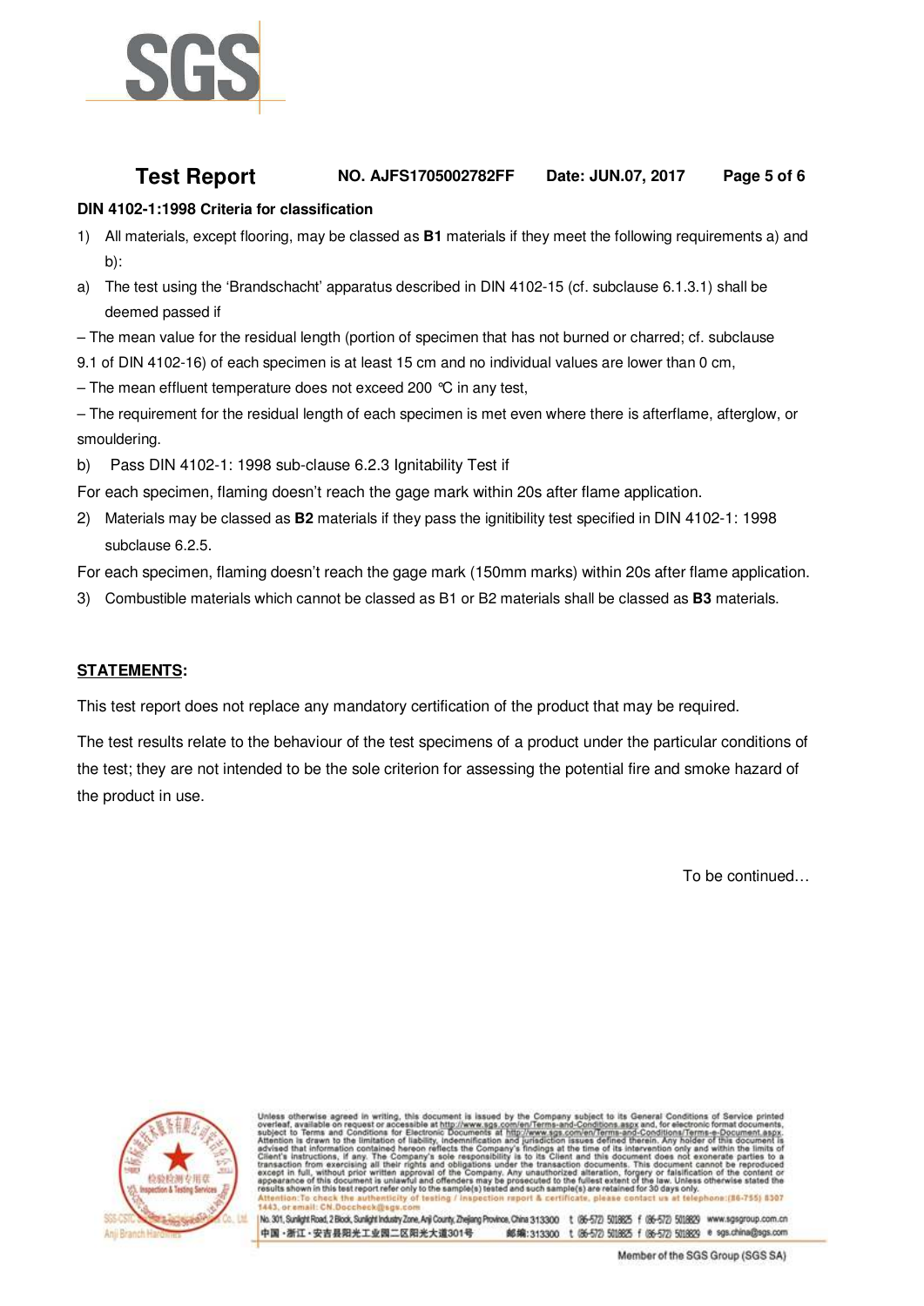**DIN 4102-1:1998 Criteria for classification**

1) All materials, except flooring, may be classed as **B1** materials if they meet the following requirements a) and b):

a) The test using the 'Brandschacht' apparatus described in DIN 4102-15 (cf. subclause 6.1.3.1) shall be deemed passed if

– The mean value for the residual length (portion of specimen that has not burned or charred; cf. subclause 9.1 of DIN 4102-16) of each specimen is at least 15 cm and no individual values are lower than 0 cm,

– The mean effluent temperature does not exceed 200 ℃ in any test,

– The requirement for the residual length of each specimen is met even where there is afterflame, afterglow, or smouldering.

b) Pass DIN 4102-1: 1998 sub-clause 6.2.3 Ignitability Test if

For each specimen, flaming doesn't reach the gage mark within 20s after flame application.

2) Materials may be classed as **B2** materials if they pass the ignitibility test specified in DIN 4102-1: 1998 subclause 6.2.5.

For each specimen, flaming doesn't reach the gage mark (150mm marks) within 20s after flame application.

3) Combustible materials which cannot be classed as B1 or B2 materials shall be classed as **B3** materials.

**STATEMENTS:**

This test report does not replace any mandatory certification of the product that may be required.

The test results relate to the behaviour of the test specimens of a product under the particular conditions of the test; they are not intended to be the sole criterion for assessing the potential fire and smoke hazard of the product in use.

To be continued…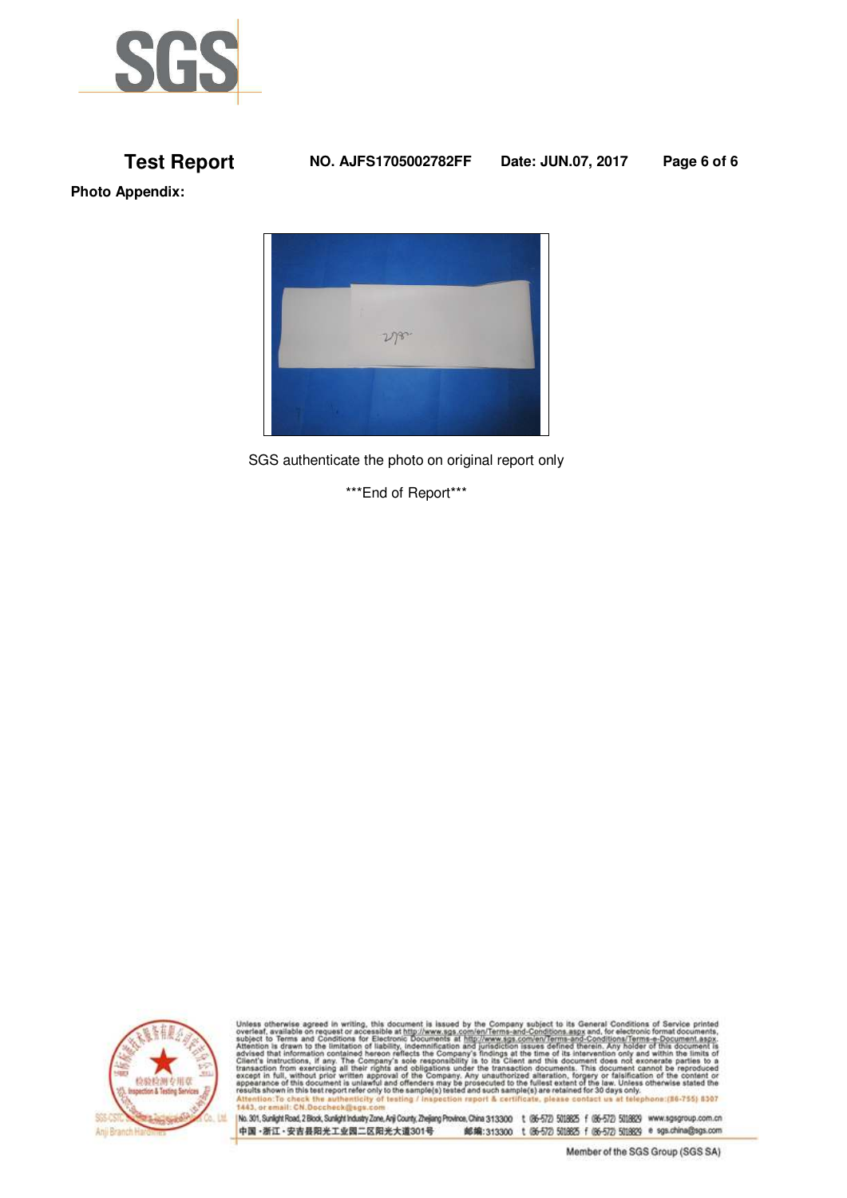**Photo Appendix:**

SGS authenticate the photo on original report only

\*\*\*End of Report\*\*\*